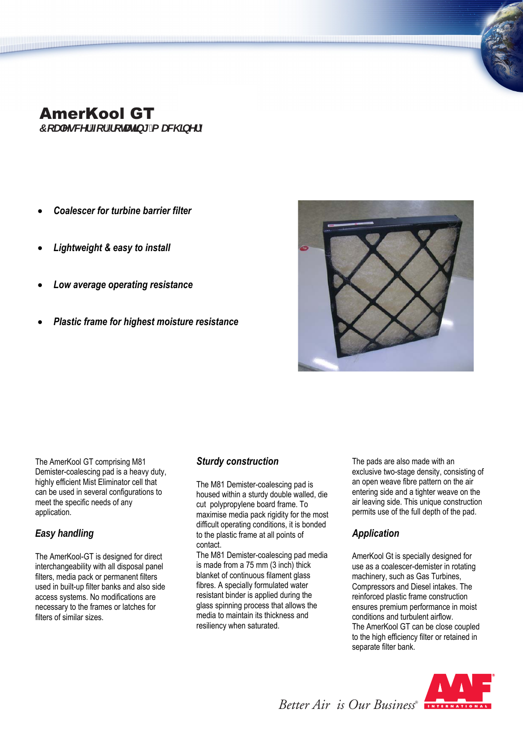# AmerKool GT

*Coalescer for rotating machinery*

- ***Coalescer for turbine barrier filter***
- ***Lightweight & easy to install***
- ***Low average operating resistance***
- ***Plastic frame for highest moisture resistance***

The AmerKool GT comprising M81 Demister-coalescing pad is a heavy duty, highly efficient Mist Eliminator cell that can be used in several configurations to meet the specific needs of any application.

### *Easy handling*

The AmerKool-GT is designed for direct interchangeability with all disposal panel filters, media pack or permanent filters used in built-up filter banks and also side access systems. No modifications are necessary to the frames or latches for filters of similar sizes.

### *Sturdy construction*

The M81 Demister-coalescing pad is housed within a sturdy double walled, die cut polypropylene board frame. To maximise media pack rigidity for the most difficult operating conditions, it is bonded to the plastic frame at all points of contact.

The M81 Demister-coalescing pad media is made from a 75 mm (3 inch) thick blanket of continuous filament glass fibres. A specially formulated water resistant binder is applied during the glass spinning process that allows the media to maintain its thickness and resiliency when saturated.

The pads are also made with an exclusive two-stage density, consisting of an open weave fibre pattern on the air entering side and a tighter weave on the air leaving side. This unique construction permits use of the full depth of the pad.

### *Application*

AmerKool Gt is specially designed for use as a coalescer-demister in rotating machinery, such as Gas Turbines, Compressors and Diesel intakes. The reinforced plastic frame construction ensures premium performance in moist conditions and turbulent airflow.

The AmerKool GT can be close coupled to the high efficiency filter or retained in separate filter bank.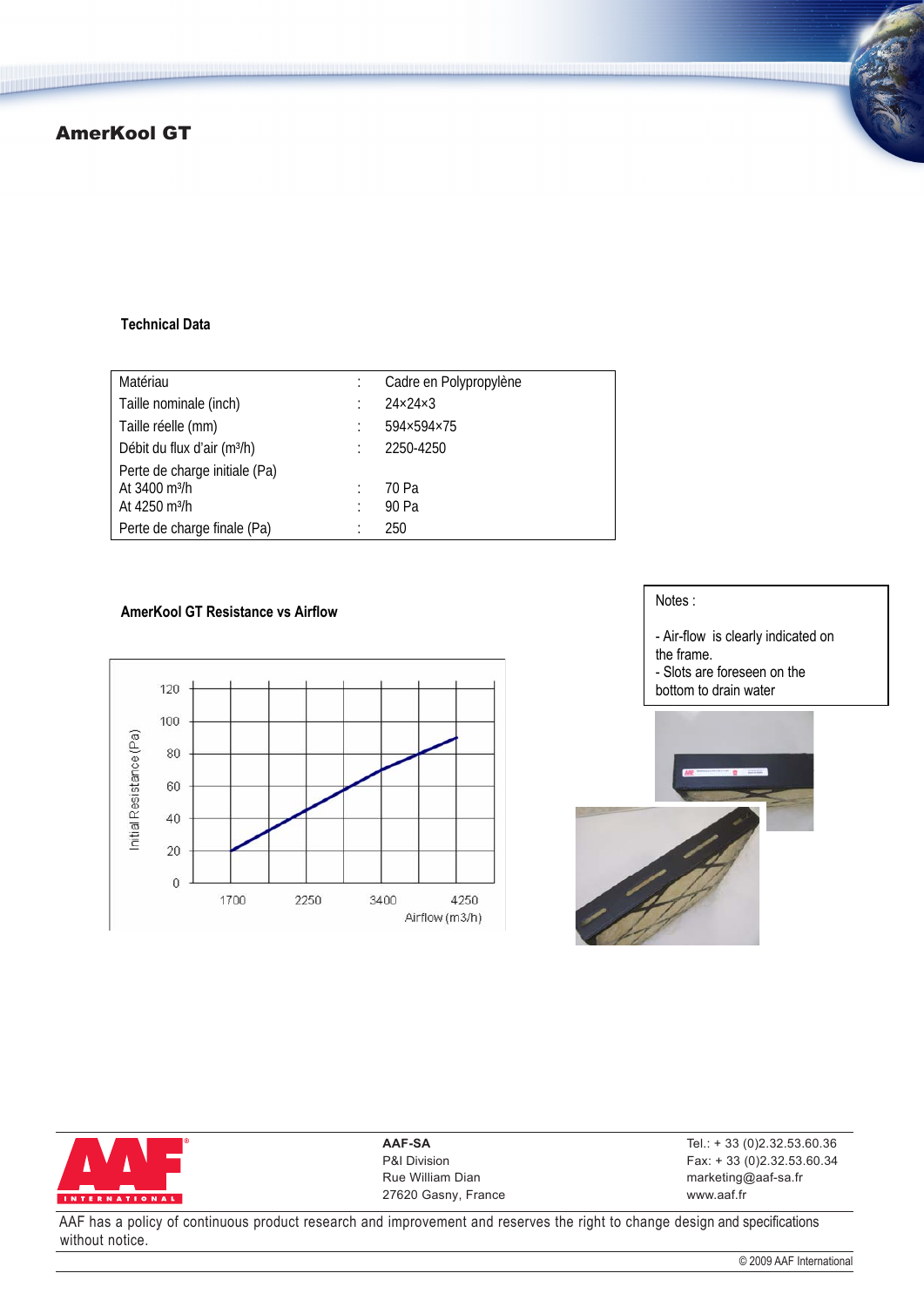# AmerKool GT

## Technical Data

| | | |
|---|---|---|
| Matériau | : | Cadre en Polypropylène |
| Taille nominale (inch) | : | 24×24×3 |
| Taille réelle (mm) | : | 594×594×75 |
| Débit du flux d'air (m³/h) | : | 2250-4250 |
| Perte de charge initiale (Pa) | | |
| At 3400 m³/h | : | 70 Pa |
| At 4250 m³/h | : | 90 Pa |
| Perte de charge finale (Pa) | : | 250 |

## AmerKool GT Resistance vs Airflow

Initial Resistance (Pa)

120
100
80
60
40
20
0

1700
2250
3400
4250

Airflow (m3/h)

Notes :

- Air-flow is clearly indicated on the frame.
- Slots are foreseen on the bottom to drain water

**AAF-SA**
P&I Division
Rue William Dian
27620 Gasny, France

Tel.: + 33 (0)2.32.53.60.36
Fax: + 33 (0)2.32.53.60.34
marketing@aaf-sa.fr
www.aaf.fr

AAF has a policy of continuous product research and improvement and reserves the right to change design and specifications without notice.

© 2009 AAF International